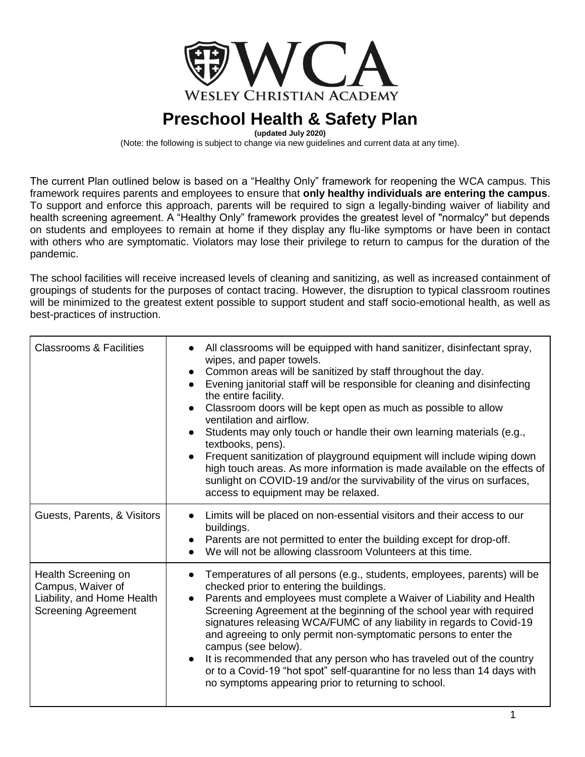WCA

WESLEY CHRISTIAN ACADEMY

# Preschool Health & Safety Plan

**(updated July 2020)**

(Note: the following is subject to change via new guidelines and current data at any time).

The current Plan outlined below is based on a "Healthy Only" framework for reopening the WCA campus. This framework requires parents and employees to ensure that **only healthy individuals are entering the campus**. To support and enforce this approach, parents will be required to sign a legally-binding waiver of liability and health screening agreement. A "Healthy Only" framework provides the greatest level of "normalcy" but depends on students and employees to remain at home if they display any flu-like symptoms or have been in contact with others who are symptomatic. Violators may lose their privilege to return to campus for the duration of the pandemic.

The school facilities will receive increased levels of cleaning and sanitizing, as well as increased containment of groupings of students for the purposes of contact tracing. However, the disruption to typical classroom routines will be minimized to the greatest extent possible to support student and staff socio-emotional health, as well as best-practices of instruction.

| | |
|---|---|
| Classrooms & Facilities | • All classrooms will be equipped with hand sanitizer, disinfectant spray, wipes, and paper towels.<br>• Common areas will be sanitized by staff throughout the day.<br>• Evening janitorial staff will be responsible for cleaning and disinfecting the entire facility.<br>• Classroom doors will be kept open as much as possible to allow ventilation and airflow.<br>• Students may only touch or handle their own learning materials (e.g., textbooks, pens).<br>• Frequent sanitization of playground equipment will include wiping down high touch areas. As more information is made available on the effects of sunlight on COVID-19 and/or the survivability of the virus on surfaces, access to equipment may be relaxed. |
| Guests, Parents, & Visitors | • Limits will be placed on non-essential visitors and their access to our buildings.<br>• Parents are not permitted to enter the building except for drop-off.<br>• We will not be allowing classroom Volunteers at this time. |
| Health Screening on Campus, Waiver of Liability, and Home Health Screening Agreement | • Temperatures of all persons (e.g., students, employees, parents) will be checked prior to entering the buildings.<br>• Parents and employees must complete a Waiver of Liability and Health Screening Agreement at the beginning of the school year with required signatures releasing WCA/FUMC of any liability in regards to Covid-19 and agreeing to only permit non-symptomatic persons to enter the campus (see below).<br>• It is recommended that any person who has traveled out of the country or to a Covid-19 "hot spot" self-quarantine for no less than 14 days with no symptoms appearing prior to returning to school. |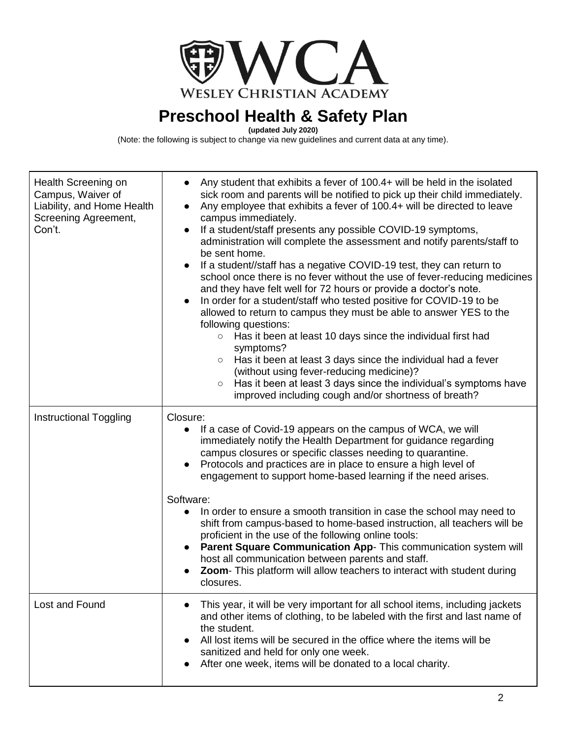WESLEY CHRISTIAN ACADEMY

# Preschool Health & Safety Plan

**(updated July 2020)**

(Note: the following is subject to change via new guidelines and current data at any time).

| | |
|---|---|
| Health Screening on Campus, Waiver of Liability, and Home Health Screening Agreement, Con't. | <ul><li>Any student that exhibits a fever of 100.4+ will be held in the isolated sick room and parents will be notified to pick up their child immediately.</li><li>Any employee that exhibits a fever of 100.4+ will be directed to leave campus immediately.</li><li>If a student/staff presents any possible COVID-19 symptoms, administration will complete the assessment and notify parents/staff to be sent home.</li><li>If a student//staff has a negative COVID-19 test, they can return to school once there is no fever without the use of fever-reducing medicines and they have felt well for 72 hours or provide a doctor's note.</li><li>In order for a student/staff who tested positive for COVID-19 to be allowed to return to campus they must be able to answer YES to the following questions:<ul><li>Has it been at least 10 days since the individual first had symptoms?</li><li>Has it been at least 3 days since the individual had a fever (without using fever-reducing medicine)?</li><li>Has it been at least 3 days since the individual's symptoms have improved including cough and/or shortness of breath?</li></ul></li></ul> |
| Instructional Toggling | Closure:<ul><li>If a case of Covid-19 appears on the campus of WCA, we will immediately notify the Health Department for guidance regarding campus closures or specific classes needing to quarantine.</li><li>Protocols and practices are in place to ensure a high level of engagement to support home-based learning if the need arises.</li></ul>Software:<ul><li>In order to ensure a smooth transition in case the school may need to shift from campus-based to home-based instruction, all teachers will be proficient in the use of the following online tools:</li><li>**Parent Square Communication App**- This communication system will host all communication between parents and staff.</li><li>**Zoom**- This platform will allow teachers to interact with student during closures.</li></ul> |
| Lost and Found | <ul><li>This year, it will be very important for all school items, including jackets and other items of clothing, to be labeled with the first and last name of the student.</li><li>All lost items will be secured in the office where the items will be sanitized and held for only one week.</li><li>After one week, items will be donated to a local charity.</li></ul> |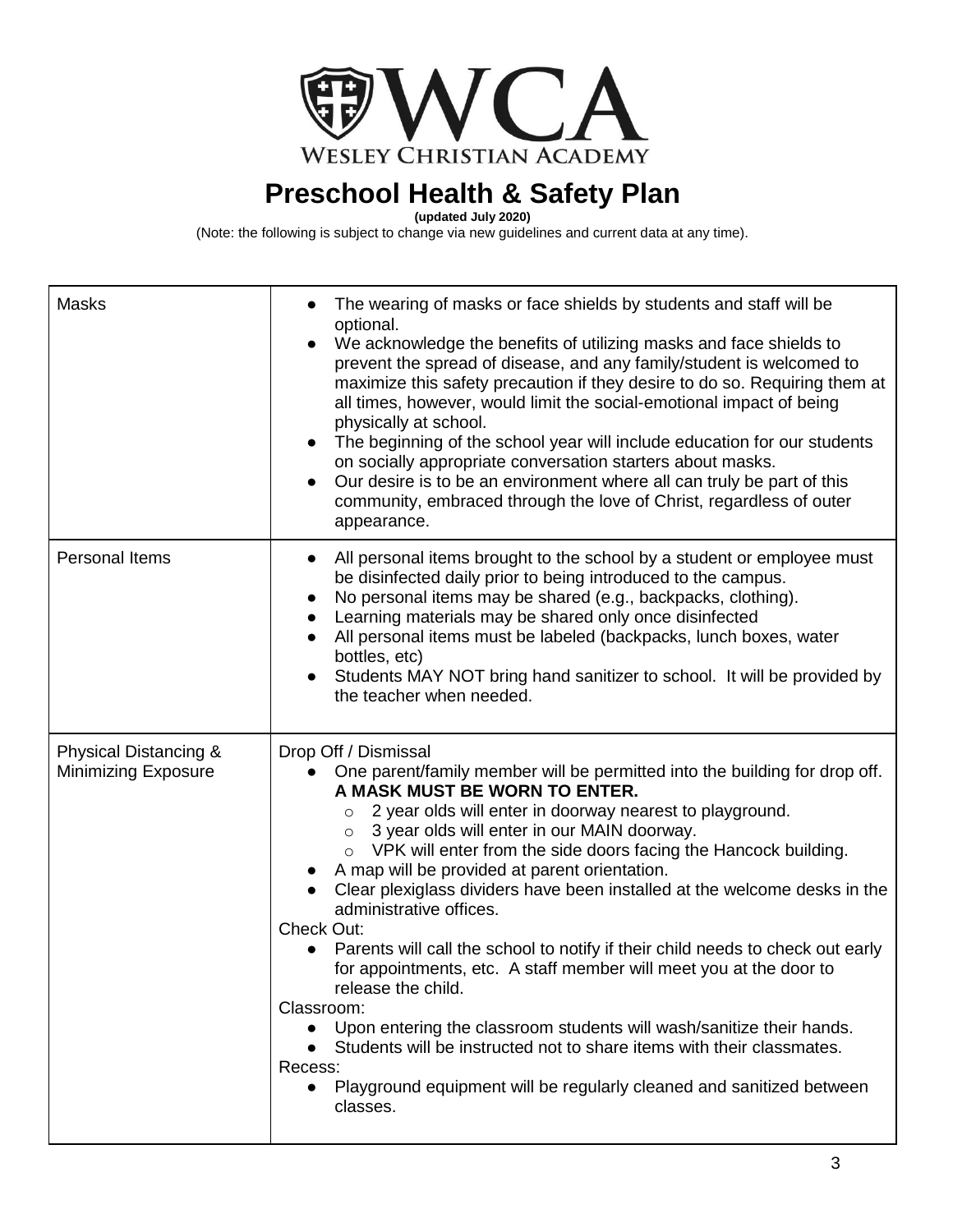**WCA**

WESLEY CHRISTIAN ACADEMY

# Preschool Health & Safety Plan

**(updated July 2020)**

(Note: the following is subject to change via new guidelines and current data at any time).

| | |
|---|---|
| Masks | • The wearing of masks or face shields by students and staff will be optional.<br>• We acknowledge the benefits of utilizing masks and face shields to prevent the spread of disease, and any family/student is welcomed to maximize this safety precaution if they desire to do so. Requiring them at all times, however, would limit the social-emotional impact of being physically at school.<br>• The beginning of the school year will include education for our students on socially appropriate conversation starters about masks.<br>• Our desire is to be an environment where all can truly be part of this community, embraced through the love of Christ, regardless of outer appearance. |
| Personal Items | • All personal items brought to the school by a student or employee must be disinfected daily prior to being introduced to the campus.<br>• No personal items may be shared (e.g., backpacks, clothing).<br>• Learning materials may be shared only once disinfected<br>• All personal items must be labeled (backpacks, lunch boxes, water bottles, etc)<br>• Students MAY NOT bring hand sanitizer to school. It will be provided by the teacher when needed. |
| Physical Distancing & Minimizing Exposure | Drop Off / Dismissal<br>• One parent/family member will be permitted into the building for drop off. **A MASK MUST BE WORN TO ENTER.**<br>&nbsp;&nbsp;&nbsp;&nbsp;○ 2 year olds will enter in doorway nearest to playground.<br>&nbsp;&nbsp;&nbsp;&nbsp;○ 3 year olds will enter in our MAIN doorway.<br>&nbsp;&nbsp;&nbsp;&nbsp;○ VPK will enter from the side doors facing the Hancock building.<br>• A map will be provided at parent orientation.<br>• Clear plexiglass dividers have been installed at the welcome desks in the administrative offices.<br>Check Out:<br>• Parents will call the school to notify if their child needs to check out early for appointments, etc. A staff member will meet you at the door to release the child.<br>Classroom:<br>• Upon entering the classroom students will wash/sanitize their hands.<br>• Students will be instructed not to share items with their classmates.<br>Recess:<br>• Playground equipment will be regularly cleaned and sanitized between classes. |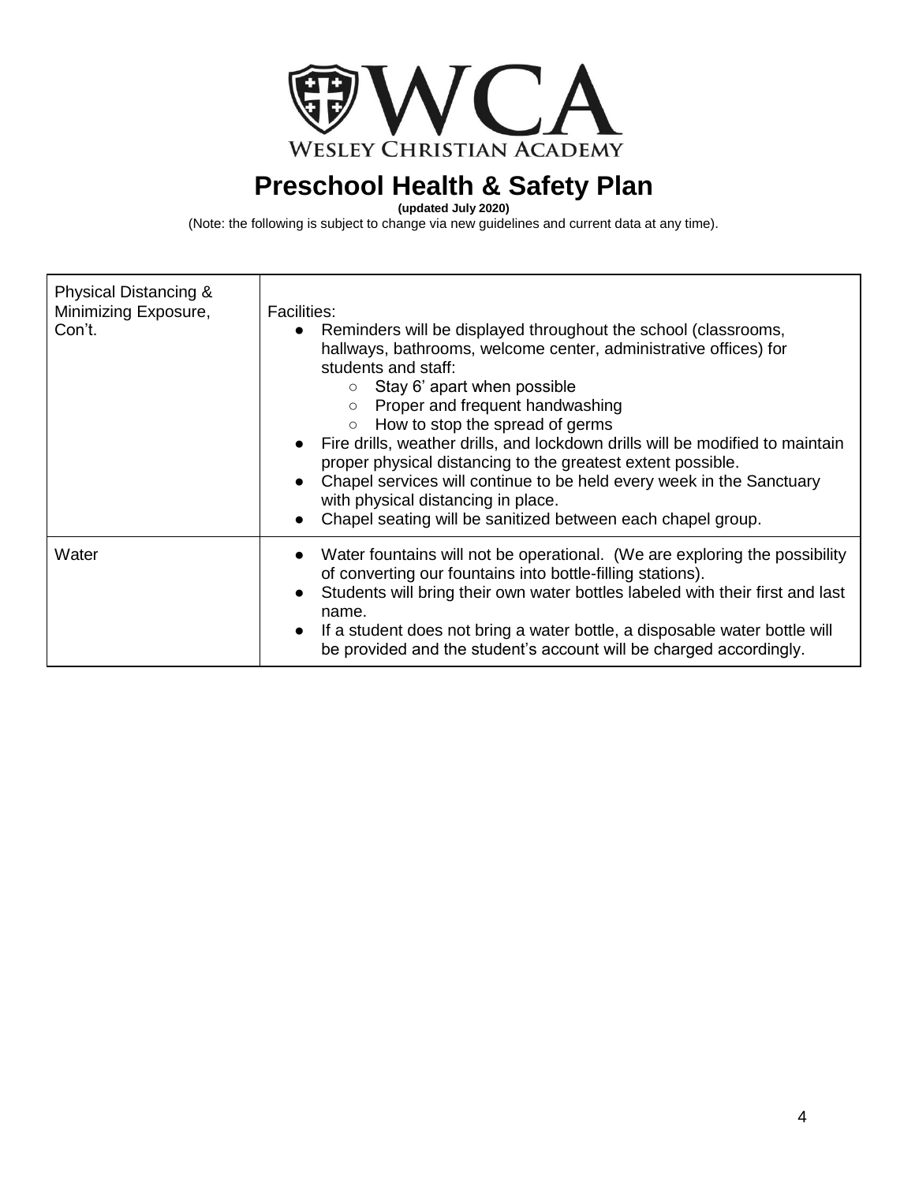WCA
WESLEY CHRISTIAN ACADEMY

# Preschool Health & Safety Plan

**(updated July 2020)**

(Note: the following is subject to change via new guidelines and current data at any time).

| | |
|---|---|
| Physical Distancing & Minimizing Exposure, Con't. | Facilities:<br>● Reminders will be displayed throughout the school (classrooms, hallways, bathrooms, welcome center, administrative offices) for students and staff:<br>○ Stay 6' apart when possible<br>○ Proper and frequent handwashing<br>○ How to stop the spread of germs<br>● Fire drills, weather drills, and lockdown drills will be modified to maintain proper physical distancing to the greatest extent possible.<br>● Chapel services will continue to be held every week in the Sanctuary with physical distancing in place.<br>● Chapel seating will be sanitized between each chapel group. |
| Water | ● Water fountains will not be operational. (We are exploring the possibility of converting our fountains into bottle-filling stations).<br>● Students will bring their own water bottles labeled with their first and last name.<br>● If a student does not bring a water bottle, a disposable water bottle will be provided and the student's account will be charged accordingly. |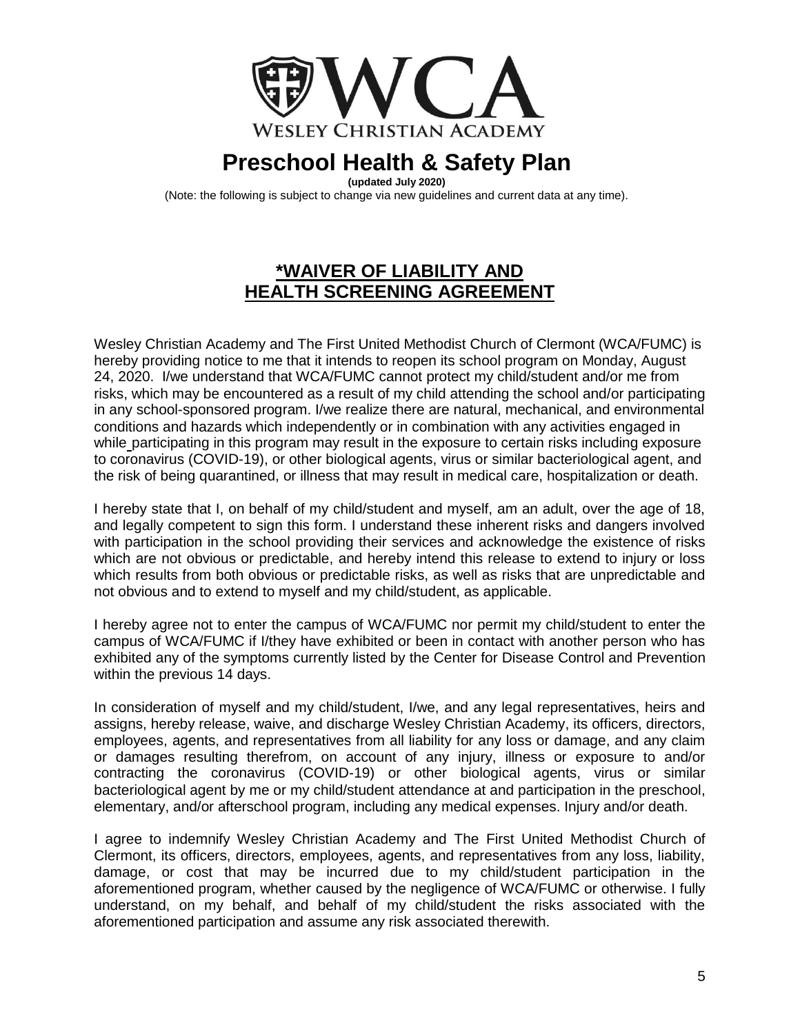WCA

WESLEY CHRISTIAN ACADEMY

# Preschool Health & Safety Plan

**(updated July 2020)**

(Note: the following is subject to change via new guidelines and current data at any time).

## *WAIVER OF LIABILITY AND HEALTH SCREENING AGREEMENT

Wesley Christian Academy and The First United Methodist Church of Clermont (WCA/FUMC) is hereby providing notice to me that it intends to reopen its school program on Monday, August 24, 2020. I/we understand that WCA/FUMC cannot protect my child/student and/or me from risks, which may be encountered as a result of my child attending the school and/or participating in any school-sponsored program. I/we realize there are natural, mechanical, and environmental conditions and hazards which independently or in combination with any activities engaged in while participating in this program may result in the exposure to certain risks including exposure to coronavirus (COVID-19), or other biological agents, virus or similar bacteriological agent, and the risk of being quarantined, or illness that may result in medical care, hospitalization or death.

I hereby state that I, on behalf of my child/student and myself, am an adult, over the age of 18, and legally competent to sign this form. I understand these inherent risks and dangers involved with participation in the school providing their services and acknowledge the existence of risks which are not obvious or predictable, and hereby intend this release to extend to injury or loss which results from both obvious or predictable risks, as well as risks that are unpredictable and not obvious and to extend to myself and my child/student, as applicable.

I hereby agree not to enter the campus of WCA/FUMC nor permit my child/student to enter the campus of WCA/FUMC if I/they have exhibited or been in contact with another person who has exhibited any of the symptoms currently listed by the Center for Disease Control and Prevention within the previous 14 days.

In consideration of myself and my child/student, I/we, and any legal representatives, heirs and assigns, hereby release, waive, and discharge Wesley Christian Academy, its officers, directors, employees, agents, and representatives from all liability for any loss or damage, and any claim or damages resulting therefrom, on account of any injury, illness or exposure to and/or contracting the coronavirus (COVID-19) or other biological agents, virus or similar bacteriological agent by me or my child/student attendance at and participation in the preschool, elementary, and/or afterschool program, including any medical expenses. Injury and/or death.

I agree to indemnify Wesley Christian Academy and The First United Methodist Church of Clermont, its officers, directors, employees, agents, and representatives from any loss, liability, damage, or cost that may be incurred due to my child/student participation in the aforementioned program, whether caused by the negligence of WCA/FUMC or otherwise. I fully understand, on my behalf, and behalf of my child/student the risks associated with the aforementioned participation and assume any risk associated therewith.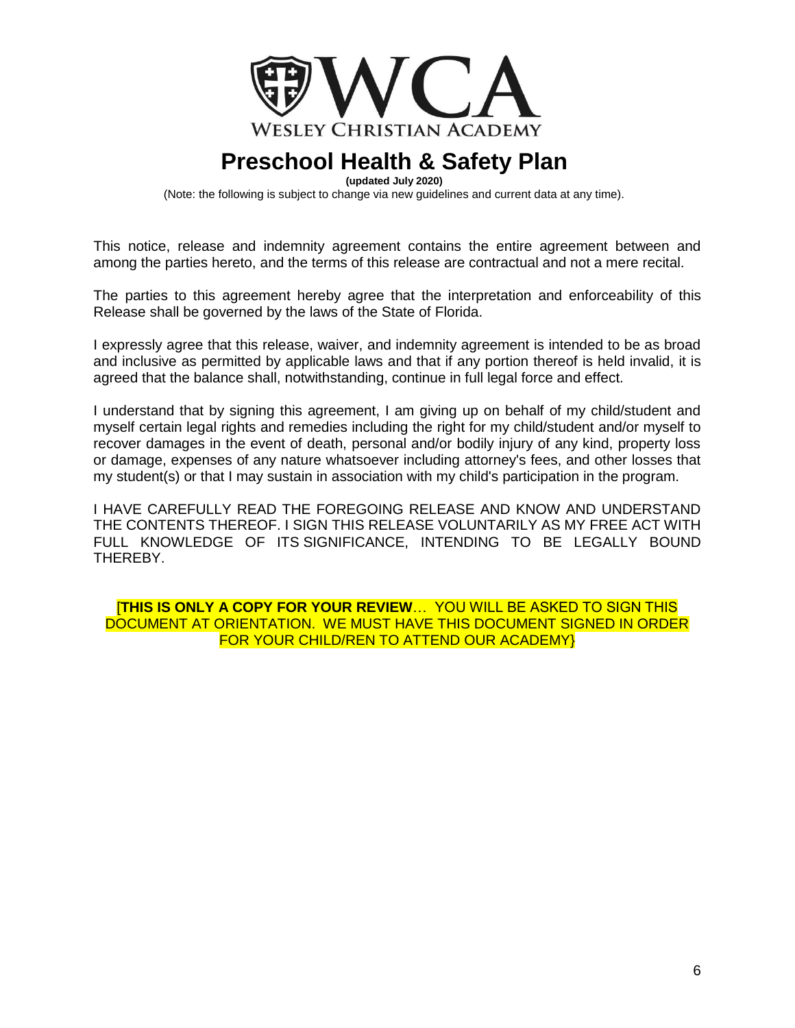WCA
WESLEY CHRISTIAN ACADEMY

# Preschool Health & Safety Plan

**(updated July 2020)**

(Note: the following is subject to change via new guidelines and current data at any time).

This notice, release and indemnity agreement contains the entire agreement between and among the parties hereto, and the terms of this release are contractual and not a mere recital.

The parties to this agreement hereby agree that the interpretation and enforceability of this Release shall be governed by the laws of the State of Florida.

I expressly agree that this release, waiver, and indemnity agreement is intended to be as broad and inclusive as permitted by applicable laws and that if any portion thereof is held invalid, it is agreed that the balance shall, notwithstanding, continue in full legal force and effect.

I understand that by signing this agreement, I am giving up on behalf of my child/student and myself certain legal rights and remedies including the right for my child/student and/or myself to recover damages in the event of death, personal and/or bodily injury of any kind, property loss or damage, expenses of any nature whatsoever including attorney's fees, and other losses that my student(s) or that I may sustain in association with my child's participation in the program.

I HAVE CAREFULLY READ THE FOREGOING RELEASE AND KNOW AND UNDERSTAND THE CONTENTS THEREOF. I SIGN THIS RELEASE VOLUNTARILY AS MY FREE ACT WITH FULL KNOWLEDGE OF ITS SIGNIFICANCE, INTENDING TO BE LEGALLY BOUND THEREBY.

[**THIS IS ONLY A COPY FOR YOUR REVIEW**… YOU WILL BE ASKED TO SIGN THIS DOCUMENT AT ORIENTATION. WE MUST HAVE THIS DOCUMENT SIGNED IN ORDER FOR YOUR CHILD/REN TO ATTEND OUR ACADEMY}